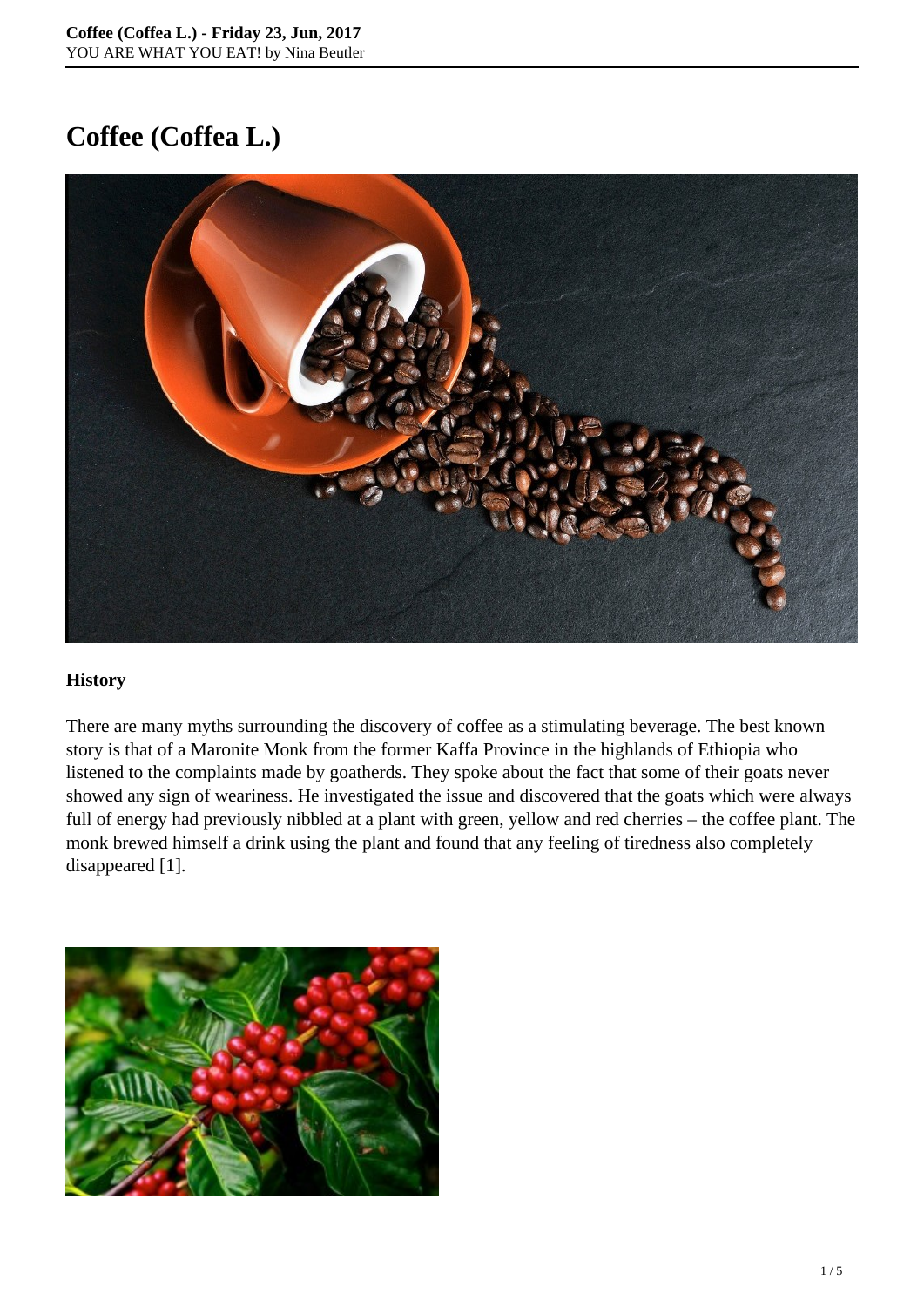# Coffee (Coffea L.)

**History**

There are many myths surrounding the discovery of coffee as a stimulating beverage. The best known story is that of a Maronite Monk from the former Kaffa Province in the highlands of Ethiopia who listened to the complaints made by goatherds. They spoke about the fact that some of their goats never showed any sign of weariness. He investigated the issue and discovered that the goats which were always full of energy had previously nibbled at a plant with green, yellow and red cherries – the coffee plant. The monk brewed himself a drink using the plant and found that any feeling of tiredness also completely disappeared [1].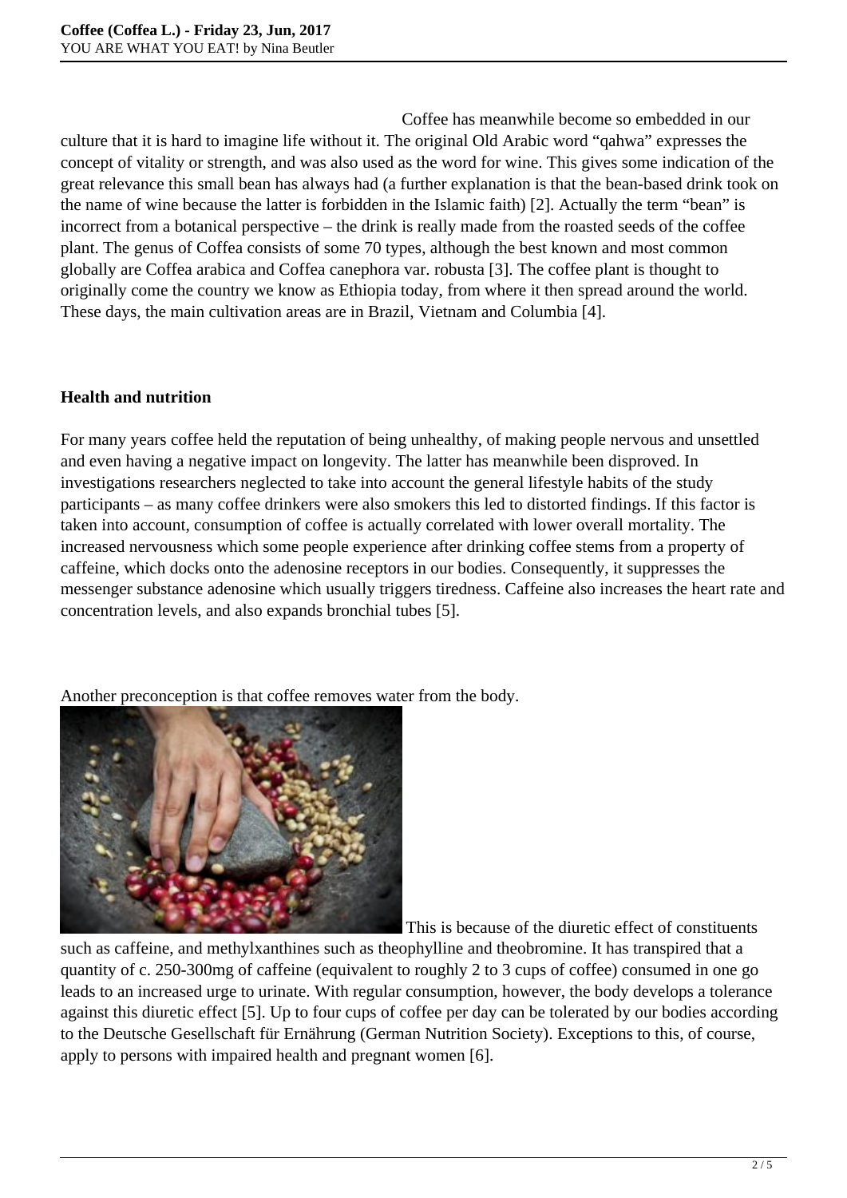Coffee has meanwhile become so embedded in our culture that it is hard to imagine life without it. The original Old Arabic word "qahwa" expresses the concept of vitality or strength, and was also used as the word for wine. This gives some indication of the great relevance this small bean has always had (a further explanation is that the bean-based drink took on the name of wine because the latter is forbidden in the Islamic faith) [2]. Actually the term "bean" is incorrect from a botanical perspective – the drink is really made from the roasted seeds of the coffee plant. The genus of Coffea consists of some 70 types, although the best known and most common globally are Coffea arabica and Coffea canephora var. robusta [3]. The coffee plant is thought to originally come the country we know as Ethiopia today, from where it then spread around the world. These days, the main cultivation areas are in Brazil, Vietnam and Columbia [4].

**Health and nutrition**

For many years coffee held the reputation of being unhealthy, of making people nervous and unsettled and even having a negative impact on longevity. The latter has meanwhile been disproved. In investigations researchers neglected to take into account the general lifestyle habits of the study participants – as many coffee drinkers were also smokers this led to distorted findings. If this factor is taken into account, consumption of coffee is actually correlated with lower overall mortality. The increased nervousness which some people experience after drinking coffee stems from a property of caffeine, which docks onto the adenosine receptors in our bodies. Consequently, it suppresses the messenger substance adenosine which usually triggers tiredness. Caffeine also increases the heart rate and concentration levels, and also expands bronchial tubes [5].

Another preconception is that coffee removes water from the body. This is because of the diuretic effect of constituents such as caffeine, and methylxanthines such as theophylline and theobromine. It has transpired that a quantity of c. 250-300mg of caffeine (equivalent to roughly 2 to 3 cups of coffee) consumed in one go leads to an increased urge to urinate. With regular consumption, however, the body develops a tolerance against this diuretic effect [5]. Up to four cups of coffee per day can be tolerated by our bodies according to the Deutsche Gesellschaft für Ernährung (German Nutrition Society). Exceptions to this, of course, apply to persons with impaired health and pregnant women [6].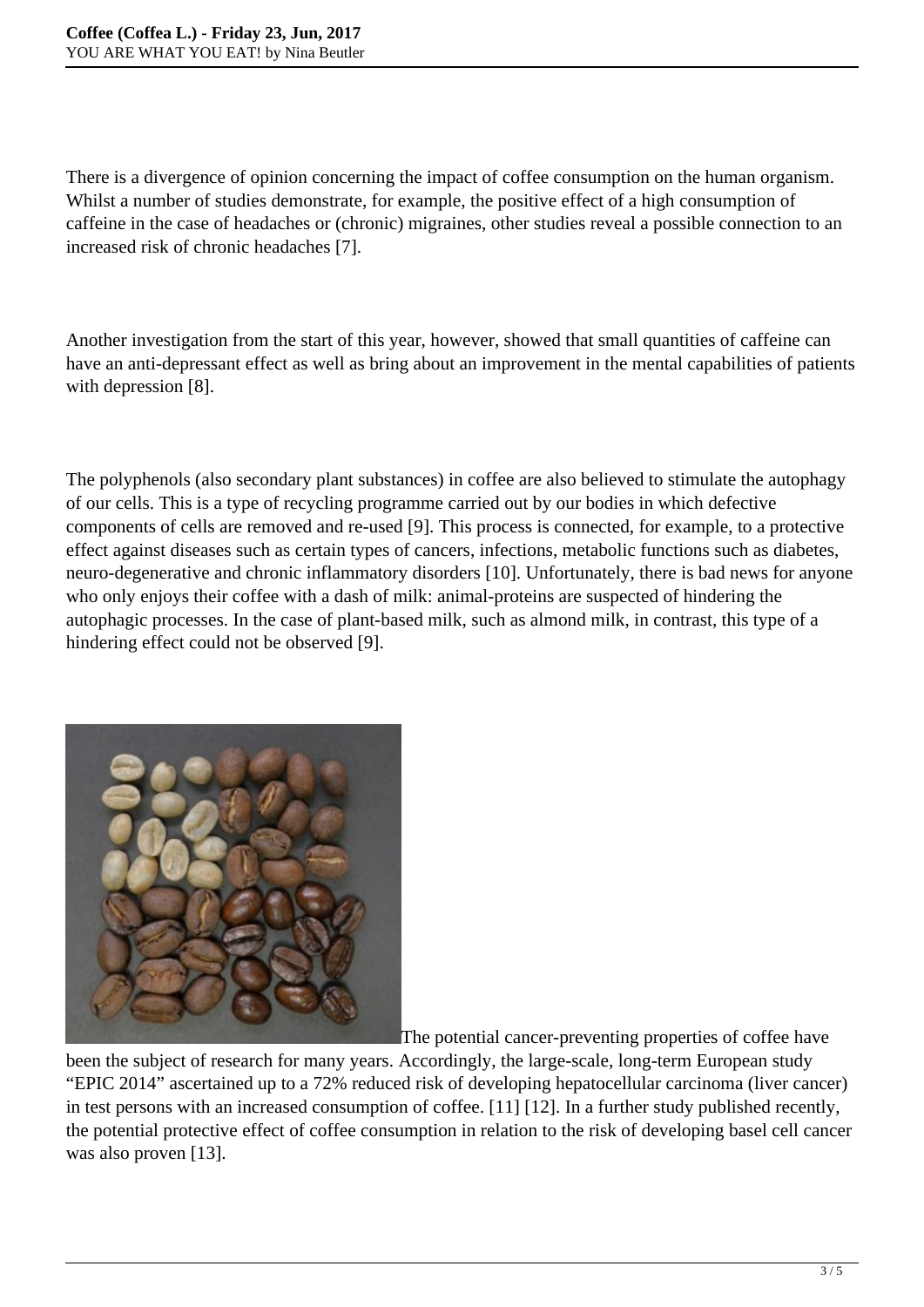There is a divergence of opinion concerning the impact of coffee consumption on the human organism. Whilst a number of studies demonstrate, for example, the positive effect of a high consumption of caffeine in the case of headaches or (chronic) migraines, other studies reveal a possible connection to an increased risk of chronic headaches [7].

Another investigation from the start of this year, however, showed that small quantities of caffeine can have an anti-depressant effect as well as bring about an improvement in the mental capabilities of patients with depression [8].

The polyphenols (also secondary plant substances) in coffee are also believed to stimulate the autophagy of our cells. This is a type of recycling programme carried out by our bodies in which defective components of cells are removed and re-used [9]. This process is connected, for example, to a protective effect against diseases such as certain types of cancers, infections, metabolic functions such as diabetes, neuro-degenerative and chronic inflammatory disorders [10]. Unfortunately, there is bad news for anyone who only enjoys their coffee with a dash of milk: animal-proteins are suspected of hindering the autophagic processes. In the case of plant-based milk, such as almond milk, in contrast, this type of a hindering effect could not be observed [9].

The potential cancer-preventing properties of coffee have been the subject of research for many years. Accordingly, the large-scale, long-term European study "EPIC 2014" ascertained up to a 72% reduced risk of developing hepatocellular carcinoma (liver cancer) in test persons with an increased consumption of coffee. [11] [12]. In a further study published recently, the potential protective effect of coffee consumption in relation to the risk of developing basel cell cancer was also proven [13].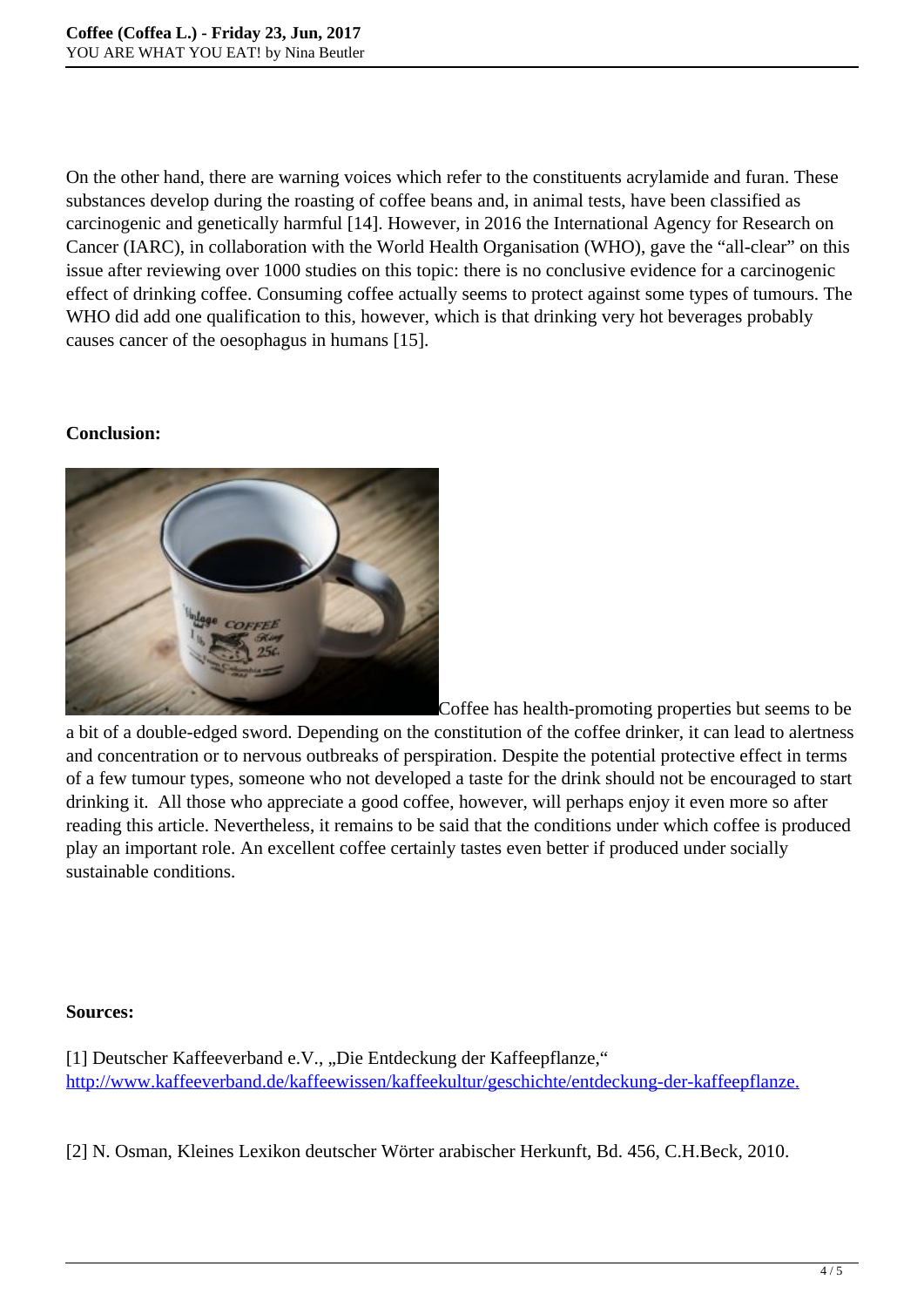On the other hand, there are warning voices which refer to the constituents acrylamide and furan. These substances develop during the roasting of coffee beans and, in animal tests, have been classified as carcinogenic and genetically harmful [14]. However, in 2016 the International Agency for Research on Cancer (IARC), in collaboration with the World Health Organisation (WHO), gave the "all-clear" on this issue after reviewing over 1000 studies on this topic: there is no conclusive evidence for a carcinogenic effect of drinking coffee. Consuming coffee actually seems to protect against some types of tumours. The WHO did add one qualification to this, however, which is that drinking very hot beverages probably causes cancer of the oesophagus in humans [15].

**Conclusion:**

Coffee has health-promoting properties but seems to be a bit of a double-edged sword. Depending on the constitution of the coffee drinker, it can lead to alertness and concentration or to nervous outbreaks of perspiration. Despite the potential protective effect in terms of a few tumour types, someone who not developed a taste for the drink should not be encouraged to start drinking it. All those who appreciate a good coffee, however, will perhaps enjoy it even more so after reading this article. Nevertheless, it remains to be said that the conditions under which coffee is produced play an important role. An excellent coffee certainly tastes even better if produced under socially sustainable conditions.

**Sources:**

[1] Deutscher Kaffeeverband e.V., „Die Entdeckung der Kaffeepflanze," http://www.kaffeeverband.de/kaffeewissen/kaffeekultur/geschichte/entdeckung-der-kaffeepflanze.

[2] N. Osman, Kleines Lexikon deutscher Wörter arabischer Herkunft, Bd. 456, C.H.Beck, 2010.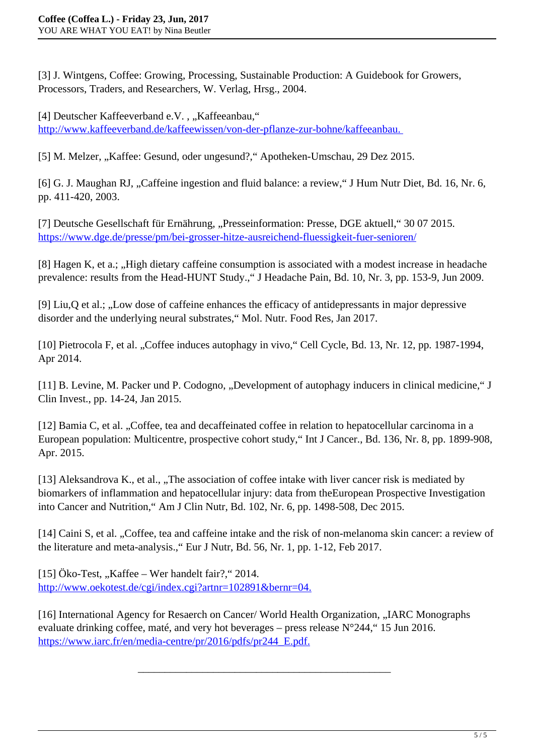[3] J. Wintgens, Coffee: Growing, Processing, Sustainable Production: A Guidebook for Growers, Processors, Traders, and Researchers, W. Verlag, Hrsg., 2004.

[4] Deutscher Kaffeeverband e.V. , „Kaffeeanbau," http://www.kaffeeverband.de/kaffeewissen/von-der-pflanze-zur-bohne/kaffeeanbau.

[5] M. Melzer, „Kaffee: Gesund, oder ungesund?," Apotheken-Umschau, 29 Dez 2015.

[6] G. J. Maughan RJ, „Caffeine ingestion and fluid balance: a review," J Hum Nutr Diet, Bd. 16, Nr. 6, pp. 411-420, 2003.

[7] Deutsche Gesellschaft für Ernährung, „Presseinformation: Presse, DGE aktuell," 30 07 2015. https://www.dge.de/presse/pm/bei-grosser-hitze-ausreichend-fluessigkeit-fuer-senioren/

[8] Hagen K, et a.; „High dietary caffeine consumption is associated with a modest increase in headache prevalence: results from the Head-HUNT Study.," J Headache Pain, Bd. 10, Nr. 3, pp. 153-9, Jun 2009.

[9] Liu,Q et al.; „Low dose of caffeine enhances the efficacy of antidepressants in major depressive disorder and the underlying neural substrates," Mol. Nutr. Food Res, Jan 2017.

[10] Pietrocola F, et al. „Coffee induces autophagy in vivo," Cell Cycle, Bd. 13, Nr. 12, pp. 1987-1994, Apr 2014.

[11] B. Levine, M. Packer und P. Codogno, „Development of autophagy inducers in clinical medicine," J Clin Invest., pp. 14-24, Jan 2015.

[12] Bamia C, et al. „Coffee, tea and decaffeinated coffee in relation to hepatocellular carcinoma in a European population: Multicentre, prospective cohort study," Int J Cancer., Bd. 136, Nr. 8, pp. 1899-908, Apr. 2015.

[13] Aleksandrova K., et al., „The association of coffee intake with liver cancer risk is mediated by biomarkers of inflammation and hepatocellular injury: data from theEuropean Prospective Investigation into Cancer and Nutrition," Am J Clin Nutr, Bd. 102, Nr. 6, pp. 1498-508, Dec 2015.

[14] Caini S, et al. „Coffee, tea and caffeine intake and the risk of non-melanoma skin cancer: a review of the literature and meta-analysis.," Eur J Nutr, Bd. 56, Nr. 1, pp. 1-12, Feb 2017.

[15] Öko-Test, „Kaffee – Wer handelt fair?," 2014. http://www.oekotest.de/cgi/index.cgi?artnr=102891&bernr=04.

[16] International Agency for Resaerch on Cancer/ World Health Organization, „IARC Monographs evaluate drinking coffee, maté, and very hot beverages – press release N°244," 15 Jun 2016. https://www.iarc.fr/en/media-centre/pr/2016/pdfs/pr244_E.pdf.

---